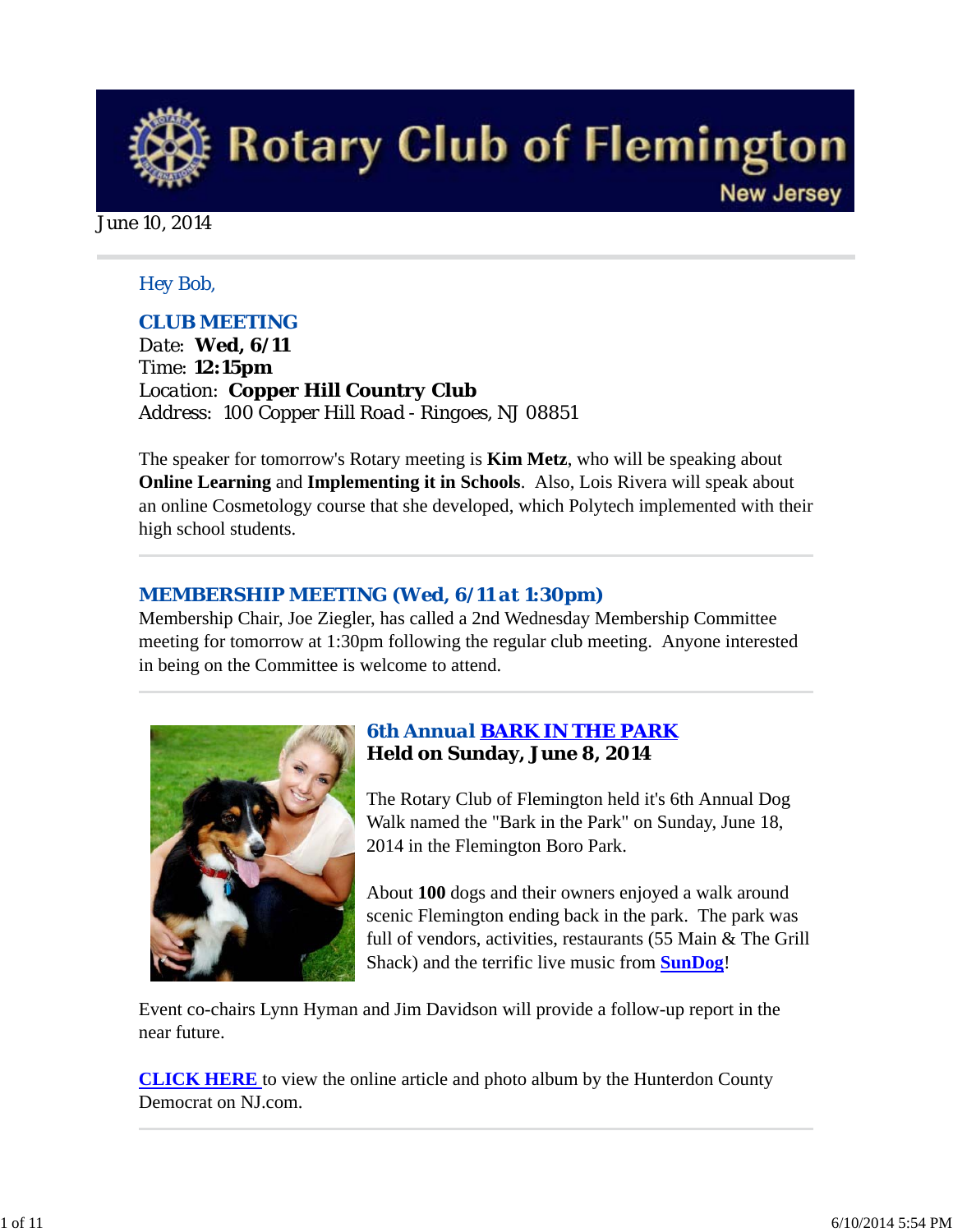# Rotary Club of Flemington

New Jersey

June 10, 2014

Hey Bob,

## CLUB MEETING

Date: **Wed, 6/11**
Time: **12:15pm**
Location: **Copper Hill Country Club**
Address: 100 Copper Hill Road - Ringoes, NJ 08851

The speaker for tomorrow's Rotary meeting is **Kim Metz**, who will be speaking about **Online Learning** and **Implementing it in Schools**. Also, Lois Rivera will speak about an online Cosmetology course that she developed, which Polytech implemented with their high school students.

## MEMBERSHIP MEETING (Wed, 6/11 at 1:30pm)

Membership Chair, Joe Ziegler, has called a 2nd Wednesday Membership Committee meeting for tomorrow at 1:30pm following the regular club meeting. Anyone interested in being on the Committee is welcome to attend.

## 6th Annual BARK IN THE PARK

**Held on Sunday, June 8, 2014**

The Rotary Club of Flemington held it's 6th Annual Dog Walk named the "Bark in the Park" on Sunday, June 18, 2014 in the Flemington Boro Park.

About **100** dogs and their owners enjoyed a walk around scenic Flemington ending back in the park. The park was full of vendors, activities, restaurants (55 Main & The Grill Shack) and the terrific live music from **SunDog**!

Event co-chairs Lynn Hyman and Jim Davidson will provide a follow-up report in the near future.

**CLICK HERE** to view the online article and photo album by the Hunterdon County Democrat on NJ.com.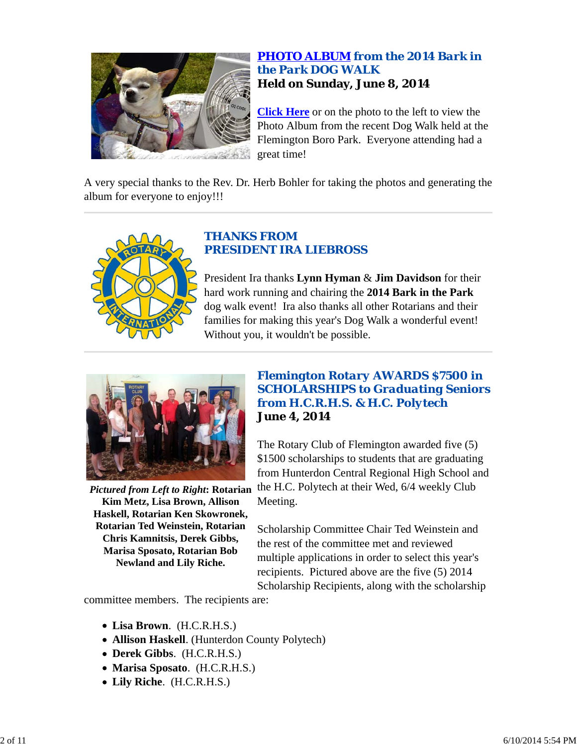## PHOTO ALBUM from the 2014 Bark in the Park DOG WALK

**Held on Sunday, June 8, 2014**

Click Here or on the photo to the left to view the Photo Album from the recent Dog Walk held at the Flemington Boro Park. Everyone attending had a great time!

A very special thanks to the Rev. Dr. Herb Bohler for taking the photos and generating the album for everyone to enjoy!!!

---

## THANKS FROM PRESIDENT IRA LIEBROSS

President Ira thanks **Lynn Hyman** & **Jim Davidson** for their hard work running and chairing the **2014 Bark in the Park** dog walk event! Ira also thanks all other Rotarians and their families for making this year's Dog Walk a wonderful event! Without you, it wouldn't be possible.

---

## Flemington Rotary AWARDS $7500 in SCHOLARSHIPS to Graduating Seniors from H.C.R.H.S. & H.C. Polytech

**June 4, 2014**

***Pictured from Left to Right*: Rotarian Kim Metz, Lisa Brown, Allison Haskell, Rotarian Ken Skowronek, Rotarian Ted Weinstein, Rotarian Chris Kamnitsis, Derek Gibbs, Marisa Sposato, Rotarian Bob Newland and Lily Riche.**

The Rotary Club of Flemington awarded five (5) $1500 scholarships to students that are graduating from Hunterdon Central Regional High School and the H.C. Polytech at their Wed, 6/4 weekly Club Meeting.

Scholarship Committee Chair Ted Weinstein and the rest of the committee met and reviewed multiple applications in order to select this year's recipients. Pictured above are the five (5) 2014 Scholarship Recipients, along with the scholarship committee members. The recipients are:

- **Lisa Brown**. (H.C.R.H.S.)
- **Allison Haskell**. (Hunterdon County Polytech)
- **Derek Gibbs**. (H.C.R.H.S.)
- **Marisa Sposato**. (H.C.R.H.S.)
- **Lily Riche**. (H.C.R.H.S.)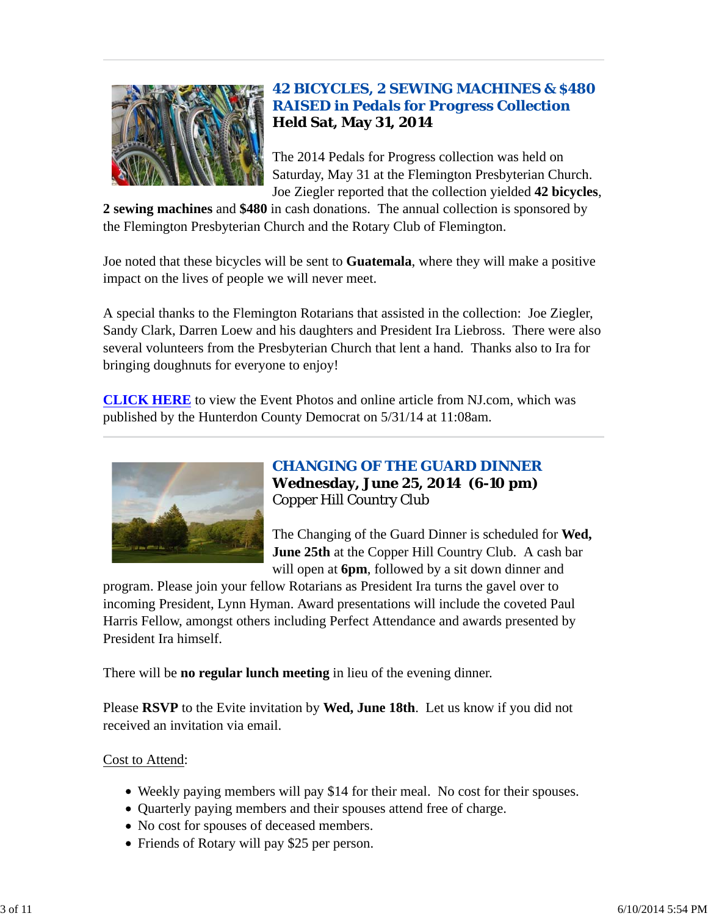## 42 BICYCLES, 2 SEWING MACHINES & $480 RAISED in Pedals for Progress Collection

**Held Sat, May 31, 2014**

The 2014 Pedals for Progress collection was held on Saturday, May 31 at the Flemington Presbyterian Church. Joe Ziegler reported that the collection yielded **42 bicycles**, **2 sewing machines** and **$480** in cash donations. The annual collection is sponsored by the Flemington Presbyterian Church and the Rotary Club of Flemington.

Joe noted that these bicycles will be sent to **Guatemala**, where they will make a positive impact on the lives of people we will never meet.

A special thanks to the Flemington Rotarians that assisted in the collection: Joe Ziegler, Sandy Clark, Darren Loew and his daughters and President Ira Liebross. There were also several volunteers from the Presbyterian Church that lent a hand. Thanks also to Ira for bringing doughnuts for everyone to enjoy!

**CLICK HERE** to view the Event Photos and online article from NJ.com, which was published by the Hunterdon County Democrat on 5/31/14 at 11:08am.

---

## CHANGING OF THE GUARD DINNER

**Wednesday, June 25, 2014 (6-10 pm)**

Copper Hill Country Club

The Changing of the Guard Dinner is scheduled for **Wed, June 25th** at the Copper Hill Country Club. A cash bar will open at **6pm**, followed by a sit down dinner and program. Please join your fellow Rotarians as President Ira turns the gavel over to incoming President, Lynn Hyman. Award presentations will include the coveted Paul Harris Fellow, amongst others including Perfect Attendance and awards presented by President Ira himself.

There will be **no regular lunch meeting** in lieu of the evening dinner.

Please **RSVP** to the Evite invitation by **Wed, June 18th**. Let us know if you did not received an invitation via email.

Cost to Attend:

- Weekly paying members will pay $14 for their meal. No cost for their spouses.
- Quarterly paying members and their spouses attend free of charge.
- No cost for spouses of deceased members.
- Friends of Rotary will pay $25 per person.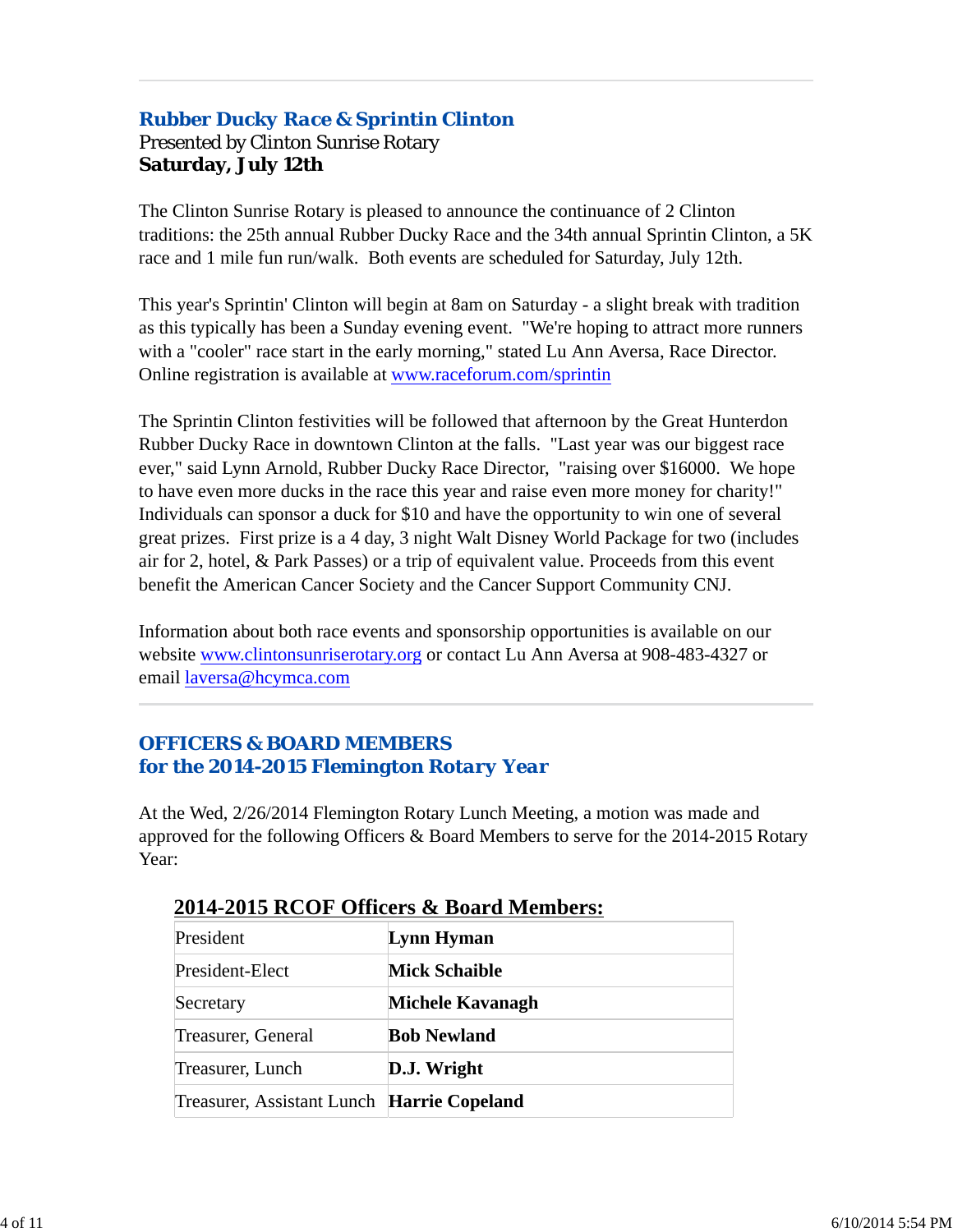## Rubber Ducky Race & Sprintin Clinton

Presented by Clinton Sunrise Rotary

**Saturday, July 12th**

The Clinton Sunrise Rotary is pleased to announce the continuance of 2 Clinton traditions: the 25th annual Rubber Ducky Race and the 34th annual Sprintin Clinton, a 5K race and 1 mile fun run/walk. Both events are scheduled for Saturday, July 12th.

This year's Sprintin' Clinton will begin at 8am on Saturday - a slight break with tradition as this typically has been a Sunday evening event. "We're hoping to attract more runners with a "cooler" race start in the early morning," stated Lu Ann Aversa, Race Director. Online registration is available at www.raceforum.com/sprintin

The Sprintin Clinton festivities will be followed that afternoon by the Great Hunterdon Rubber Ducky Race in downtown Clinton at the falls. "Last year was our biggest race ever," said Lynn Arnold, Rubber Ducky Race Director, "raising over $16000. We hope to have even more ducks in the race this year and raise even more money for charity!" Individuals can sponsor a duck for $10 and have the opportunity to win one of several great prizes. First prize is a 4 day, 3 night Walt Disney World Package for two (includes air for 2, hotel, & Park Passes) or a trip of equivalent value. Proceeds from this event benefit the American Cancer Society and the Cancer Support Community CNJ.

Information about both race events and sponsorship opportunities is available on our website www.clintonsunriserotary.org or contact Lu Ann Aversa at 908-483-4327 or email laversa@hcymca.com

## OFFICERS & BOARD MEMBERS for the 2014-2015 Flemington Rotary Year

At the Wed, 2/26/2014 Flemington Rotary Lunch Meeting, a motion was made and approved for the following Officers & Board Members to serve for the 2014-2015 Rotary Year:

### 2014-2015 RCOF Officers & Board Members:

| Position | Name |
|---|---|
| President | **Lynn Hyman** |
| President-Elect | **Mick Schaible** |
| Secretary | **Michele Kavanagh** |
| Treasurer, General | **Bob Newland** |
| Treasurer, Lunch | **D.J. Wright** |
| Treasurer, Assistant Lunch | **Harrie Copeland** |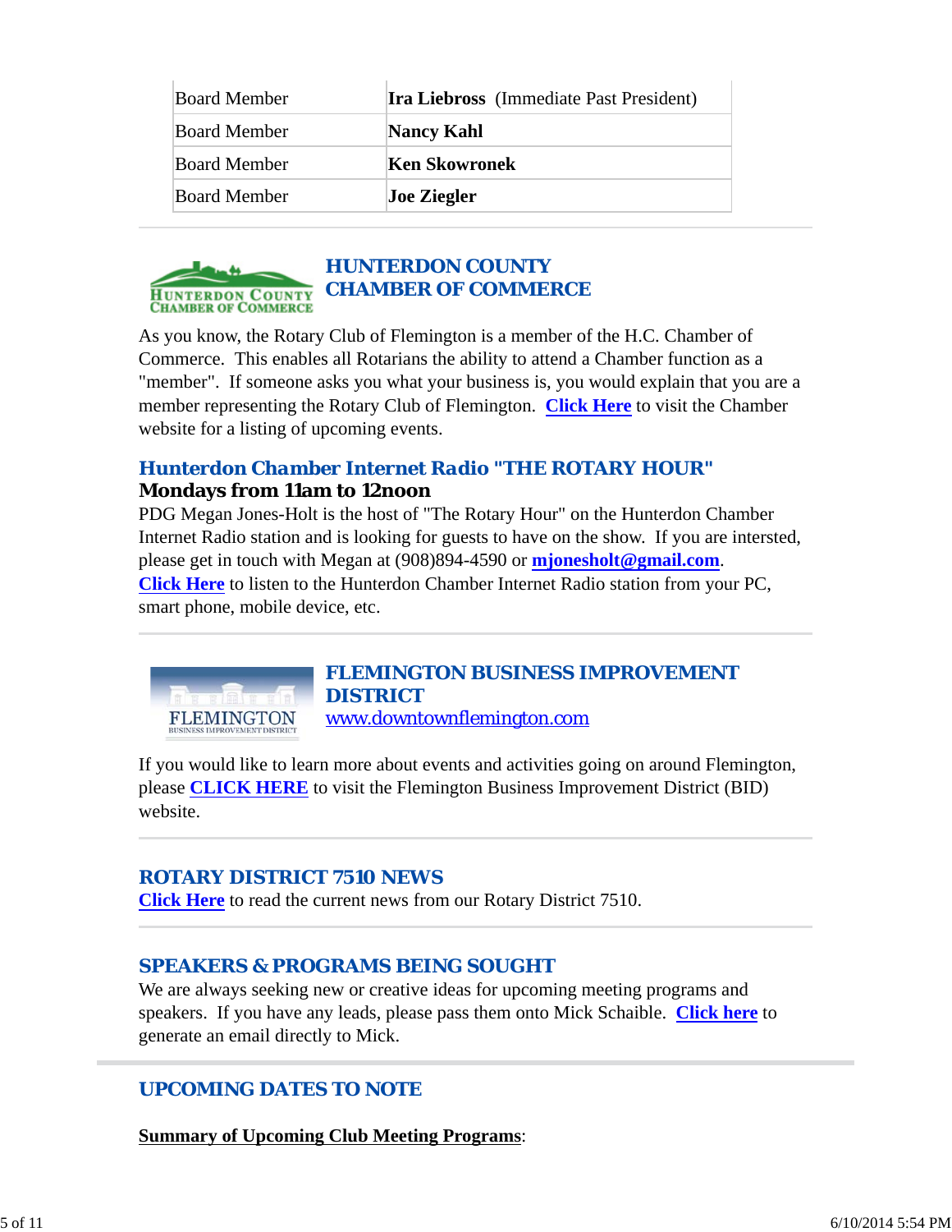| | |
|---|---|
| Board Member | **Ira Liebross** (Immediate Past President) |
| Board Member | **Nancy Kahl** |
| Board Member | **Ken Skowronek** |
| Board Member | **Joe Ziegler** |

## HUNTERDON COUNTY CHAMBER OF COMMERCE

As you know, the Rotary Club of Flemington is a member of the H.C. Chamber of Commerce. This enables all Rotarians the ability to attend a Chamber function as a "member". If someone asks you what your business is, you would explain that you are a member representing the Rotary Club of Flemington. **Click Here** to visit the Chamber website for a listing of upcoming events.

### Hunterdon Chamber Internet Radio "THE ROTARY HOUR"

**Mondays from 11am to 12noon**

PDG Megan Jones-Holt is the host of "The Rotary Hour" on the Hunterdon Chamber Internet Radio station and is looking for guests to have on the show. If you are intersted, please get in touch with Megan at (908)894-4590 or **mjonesholt@gmail.com**. **Click Here** to listen to the Hunterdon Chamber Internet Radio station from your PC, smart phone, mobile device, etc.

## FLEMINGTON BUSINESS IMPROVEMENT DISTRICT

www.downtownflemington.com

If you would like to learn more about events and activities going on around Flemington, please **CLICK HERE** to visit the Flemington Business Improvement District (BID) website.

## ROTARY DISTRICT 7510 NEWS

**Click Here** to read the current news from our Rotary District 7510.

## SPEAKERS & PROGRAMS BEING SOUGHT

We are always seeking new or creative ideas for upcoming meeting programs and speakers. If you have any leads, please pass them onto Mick Schaible. **Click here** to generate an email directly to Mick.

## UPCOMING DATES TO NOTE

**Summary of Upcoming Club Meeting Programs**: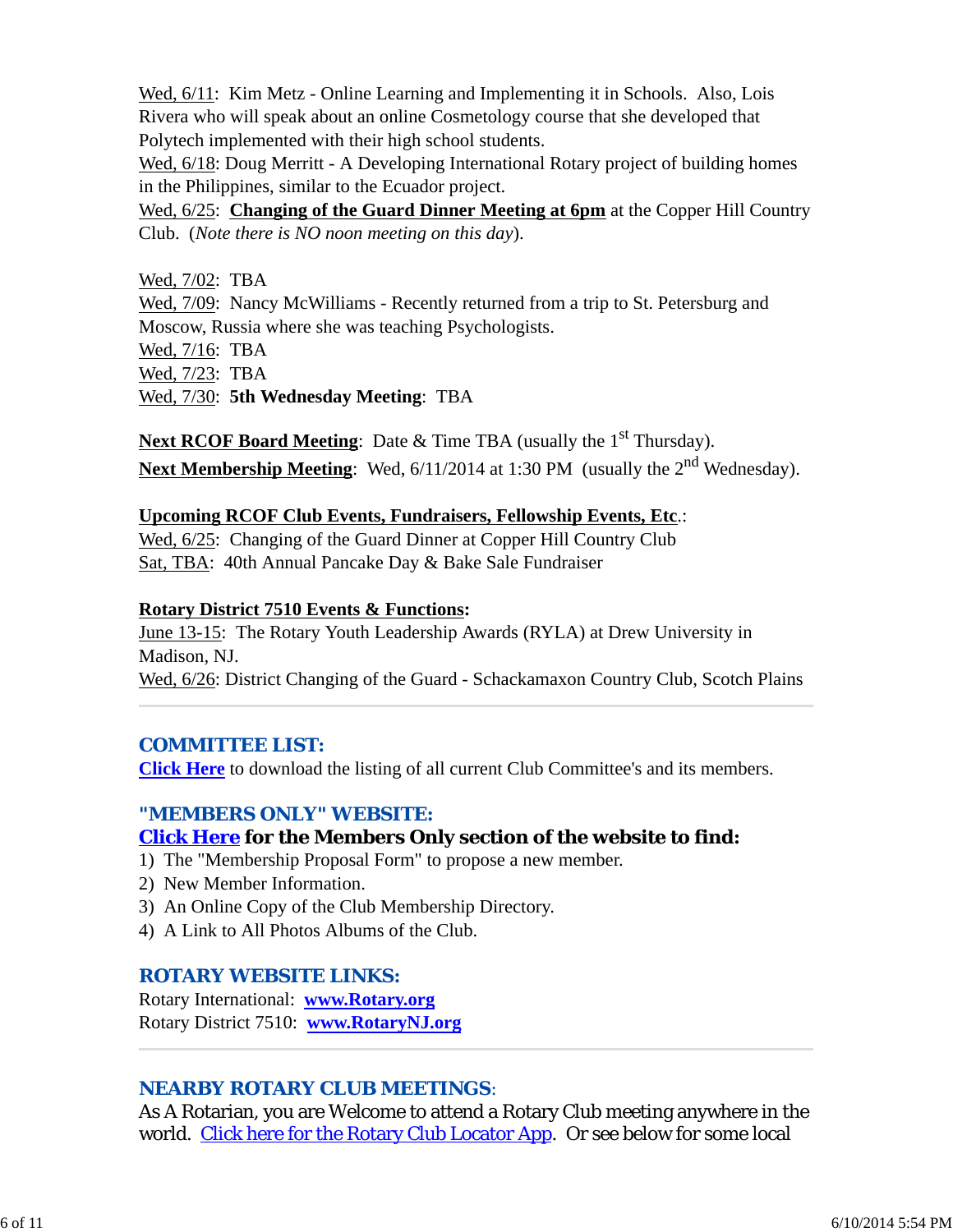Wed, 6/11: Kim Metz - Online Learning and Implementing it in Schools. Also, Lois Rivera who will speak about an online Cosmetology course that she developed that Polytech implemented with their high school students.
Wed, 6/18: Doug Merritt - A Developing International Rotary project of building homes in the Philippines, similar to the Ecuador project.
Wed, 6/25: **Changing of the Guard Dinner Meeting at 6pm** at the Copper Hill Country Club. (*Note there is NO noon meeting on this day*).

Wed, 7/02: TBA
Wed, 7/09: Nancy McWilliams - Recently returned from a trip to St. Petersburg and Moscow, Russia where she was teaching Psychologists.
Wed, 7/16: TBA
Wed, 7/23: TBA
Wed, 7/30: **5th Wednesday Meeting**: TBA

**Next RCOF Board Meeting**: Date & Time TBA (usually the 1st Thursday).
**Next Membership Meeting**: Wed, 6/11/2014 at 1:30 PM (usually the 2nd Wednesday).

**Upcoming RCOF Club Events, Fundraisers, Fellowship Events, Etc.**:
Wed, 6/25: Changing of the Guard Dinner at Copper Hill Country Club
Sat, TBA: 40th Annual Pancake Day & Bake Sale Fundraiser

**Rotary District 7510 Events & Functions:**
June 13-15: The Rotary Youth Leadership Awards (RYLA) at Drew University in Madison, NJ.
Wed, 6/26: District Changing of the Guard - Schackamaxon Country Club, Scotch Plains

## COMMITTEE LIST:

**Click Here** to download the listing of all current Club Committee's and its members.

## "MEMBERS ONLY" WEBSITE:

**Click Here for the Members Only section of the website to find:**

1) The "Membership Proposal Form" to propose a new member.
2) New Member Information.
3) An Online Copy of the Club Membership Directory.
4) A Link to All Photos Albums of the Club.

## ROTARY WEBSITE LINKS:

Rotary International: **www.Rotary.org**
Rotary District 7510: **www.RotaryNJ.org**

## NEARBY ROTARY CLUB MEETINGS:

As A Rotarian, you are Welcome to attend a Rotary Club meeting anywhere in the world. Click here for the Rotary Club Locator App. Or see below for some local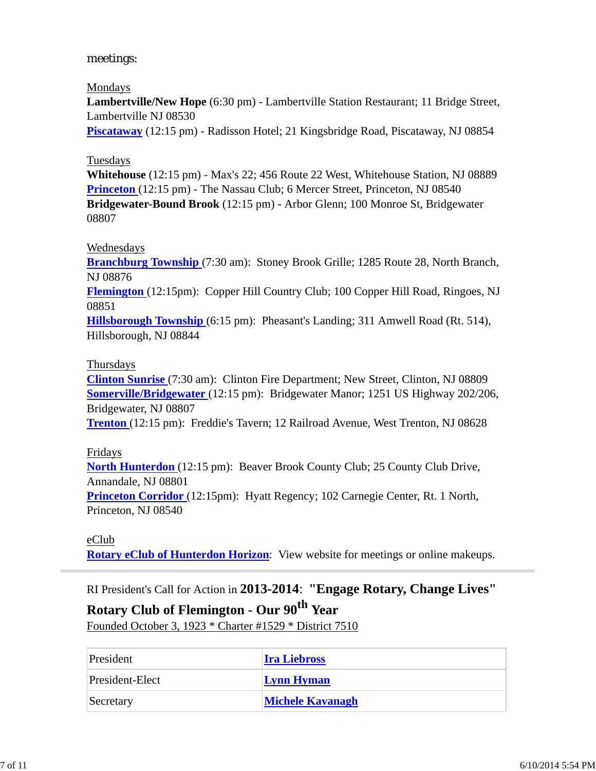meetings:

Mondays
**Lambertville/New Hope** (6:30 pm) - Lambertville Station Restaurant; 11 Bridge Street, Lambertville NJ 08530
**Piscataway** (12:15 pm) - Radisson Hotel; 21 Kingsbridge Road, Piscataway, NJ 08854

Tuesdays
**Whitehouse** (12:15 pm) - Max's 22; 456 Route 22 West, Whitehouse Station, NJ 08889
**Princeton** (12:15 pm) - The Nassau Club; 6 Mercer Street, Princeton, NJ 08540
**Bridgewater-Bound Brook** (12:15 pm) - Arbor Glenn; 100 Monroe St, Bridgewater 08807

Wednesdays
**Branchburg Township** (7:30 am): Stoney Brook Grille; 1285 Route 28, North Branch, NJ 08876
**Flemington** (12:15pm): Copper Hill Country Club; 100 Copper Hill Road, Ringoes, NJ 08851
**Hillsborough Township** (6:15 pm): Pheasant's Landing; 311 Amwell Road (Rt. 514), Hillsborough, NJ 08844

Thursdays
**Clinton Sunrise** (7:30 am): Clinton Fire Department; New Street, Clinton, NJ 08809
**Somerville/Bridgewater** (12:15 pm): Bridgewater Manor; 1251 US Highway 202/206, Bridgewater, NJ 08807
**Trenton** (12:15 pm): Freddie's Tavern; 12 Railroad Avenue, West Trenton, NJ 08628

Fridays
**North Hunterdon** (12:15 pm): Beaver Brook County Club; 25 County Club Drive, Annandale, NJ 08801
**Princeton Corridor** (12:15pm): Hyatt Regency; 102 Carnegie Center, Rt. 1 North, Princeton, NJ 08540

eClub
**Rotary eClub of Hunterdon Horizon**: View website for meetings or online makeups.

---

RI President's Call for Action in **2013-2014**: **"Engage Rotary, Change Lives"**

**Rotary Club of Flemington - Our 90th Year**

Founded October 3, 1923 * Charter #1529 * District 7510

| President | **Ira Liebross** |
|---|---|
| President-Elect | **Lynn Hyman** |
| Secretary | **Michele Kavanagh** |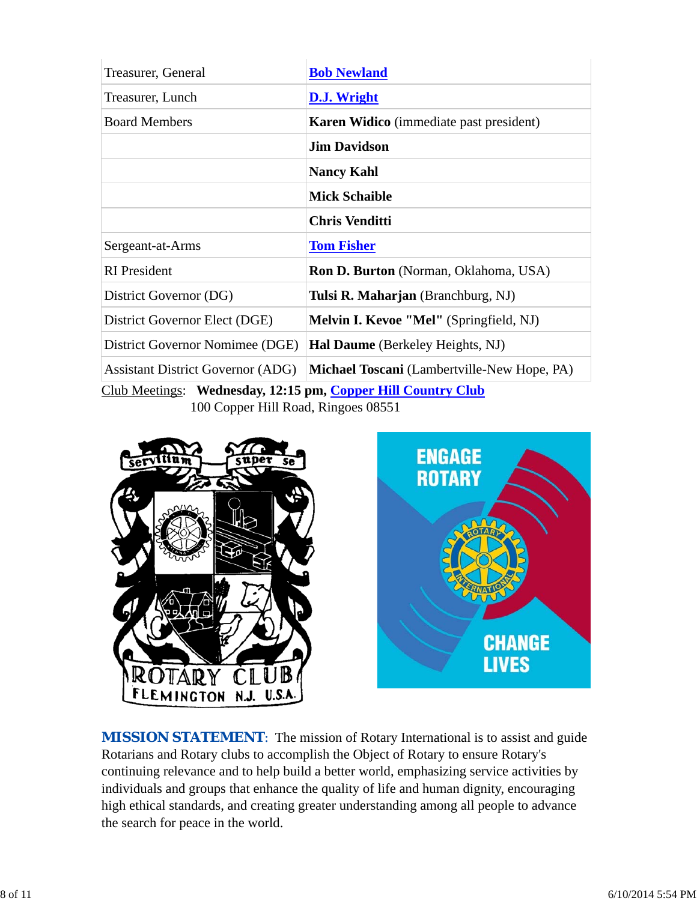| | |
|---|---|
| Treasurer, General | **Bob Newland** |
| Treasurer, Lunch | **D.J. Wright** |
| Board Members | **Karen Widico** (immediate past president) |
| | **Jim Davidson** |
| | **Nancy Kahl** |
| | **Mick Schaible** |
| | **Chris Venditti** |
| Sergeant-at-Arms | **Tom Fisher** |
| RI President | **Ron D. Burton** (Norman, Oklahoma, USA) |
| District Governor (DG) | **Tulsi R. Maharjan** (Branchburg, NJ) |
| District Governor Elect (DGE) | **Melvin I. Kevoe "Mel"** (Springfield, NJ) |
| District Governor Nomimee (DGE) | **Hal Daume** (Berkeley Heights, NJ) |
| Assistant District Governor (ADG) | **Michael Toscani** (Lambertville-New Hope, PA) |

Club Meetings: **Wednesday, 12:15 pm, Copper Hill Country Club**
100 Copper Hill Road, Ringoes 08551

**MISSION STATEMENT**: The mission of Rotary International is to assist and guide Rotarians and Rotary clubs to accomplish the Object of Rotary to ensure Rotary's continuing relevance and to help build a better world, emphasizing service activities by individuals and groups that enhance the quality of life and human dignity, encouraging high ethical standards, and creating greater understanding among all people to advance the search for peace in the world.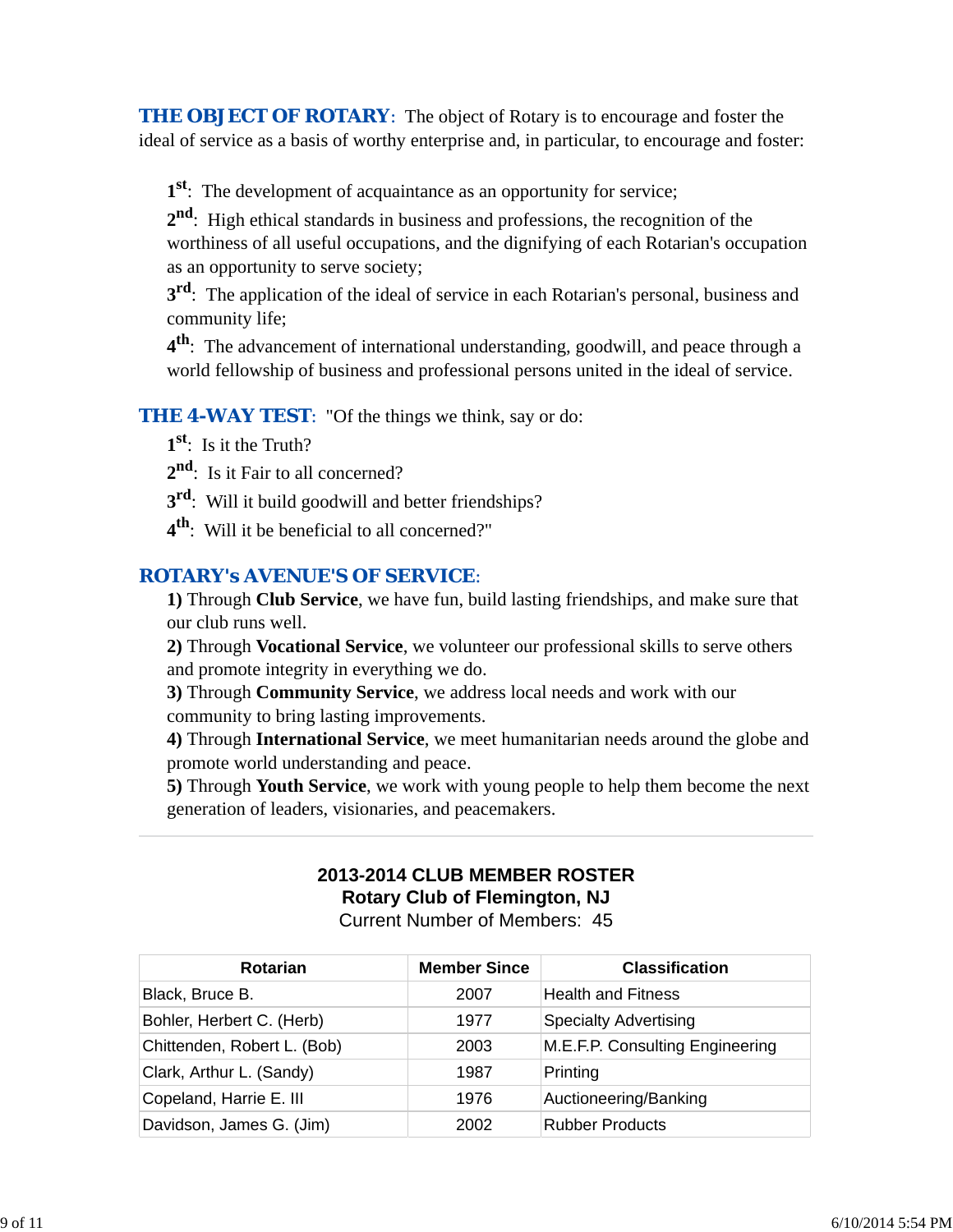**THE OBJECT OF ROTARY**: The object of Rotary is to encourage and foster the ideal of service as a basis of worthy enterprise and, in particular, to encourage and foster:

**1st**: The development of acquaintance as an opportunity for service;
**2nd**: High ethical standards in business and professions, the recognition of the worthiness of all useful occupations, and the dignifying of each Rotarian's occupation as an opportunity to serve society;
**3rd**: The application of the ideal of service in each Rotarian's personal, business and community life;
**4th**: The advancement of international understanding, goodwill, and peace through a world fellowship of business and professional persons united in the ideal of service.

**THE 4-WAY TEST**: "Of the things we think, say or do:

**1st**: Is it the Truth?
**2nd**: Is it Fair to all concerned?
**3rd**: Will it build goodwill and better friendships?
**4th**: Will it be beneficial to all concerned?"

**ROTARY's AVENUE'S OF SERVICE**:

**1)** Through **Club Service**, we have fun, build lasting friendships, and make sure that our club runs well.
**2)** Through **Vocational Service**, we volunteer our professional skills to serve others and promote integrity in everything we do.
**3)** Through **Community Service**, we address local needs and work with our community to bring lasting improvements.
**4)** Through **International Service**, we meet humanitarian needs around the globe and promote world understanding and peace.
**5)** Through **Youth Service**, we work with young people to help them become the next generation of leaders, visionaries, and peacemakers.

---

**2013-2014 CLUB MEMBER ROSTER**
**Rotary Club of Flemington, NJ**
Current Number of Members: 45

| Rotarian | Member Since | Classification |
|---|---|---|
| Black, Bruce B. | 2007 | Health and Fitness |
| Bohler, Herbert C. (Herb) | 1977 | Specialty Advertising |
| Chittenden, Robert L. (Bob) | 2003 | M.E.F.P. Consulting Engineering |
| Clark, Arthur L. (Sandy) | 1987 | Printing |
| Copeland, Harrie E. III | 1976 | Auctioneering/Banking |
| Davidson, James G. (Jim) | 2002 | Rubber Products |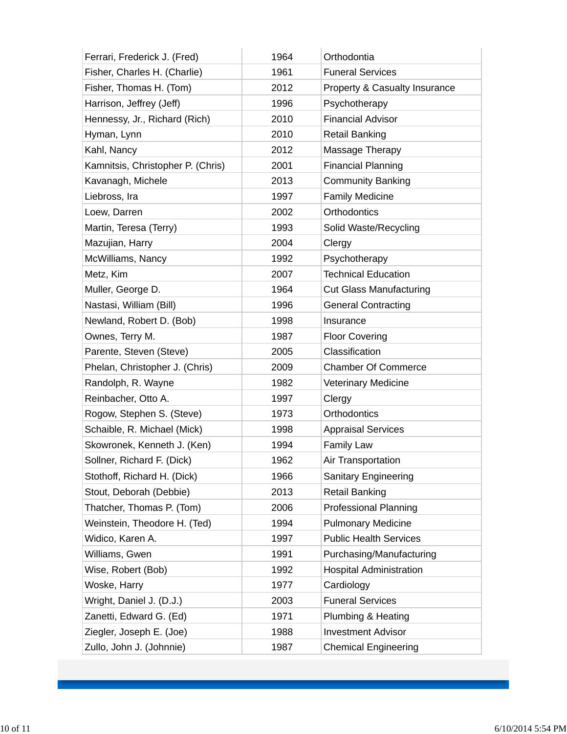| | | |
|---|---|---|
| Ferrari, Frederick J. (Fred) | 1964 | Orthodontia |
| Fisher, Charles H. (Charlie) | 1961 | Funeral Services |
| Fisher, Thomas H. (Tom) | 2012 | Property & Casualty Insurance |
| Harrison, Jeffrey (Jeff) | 1996 | Psychotherapy |
| Hennessy, Jr., Richard (Rich) | 2010 | Financial Advisor |
| Hyman, Lynn | 2010 | Retail Banking |
| Kahl, Nancy | 2012 | Massage Therapy |
| Kamnitsis, Christopher P. (Chris) | 2001 | Financial Planning |
| Kavanagh, Michele | 2013 | Community Banking |
| Liebross, Ira | 1997 | Family Medicine |
| Loew, Darren | 2002 | Orthodontics |
| Martin, Teresa (Terry) | 1993 | Solid Waste/Recycling |
| Mazujian, Harry | 2004 | Clergy |
| McWilliams, Nancy | 1992 | Psychotherapy |
| Metz, Kim | 2007 | Technical Education |
| Muller, George D. | 1964 | Cut Glass Manufacturing |
| Nastasi, William (Bill) | 1996 | General Contracting |
| Newland, Robert D. (Bob) | 1998 | Insurance |
| Ownes, Terry M. | 1987 | Floor Covering |
| Parente, Steven (Steve) | 2005 | Classification |
| Phelan, Christopher J. (Chris) | 2009 | Chamber Of Commerce |
| Randolph, R. Wayne | 1982 | Veterinary Medicine |
| Reinbacher, Otto A. | 1997 | Clergy |
| Rogow, Stephen S. (Steve) | 1973 | Orthodontics |
| Schaible, R. Michael (Mick) | 1998 | Appraisal Services |
| Skowronek, Kenneth J. (Ken) | 1994 | Family Law |
| Sollner, Richard F. (Dick) | 1962 | Air Transportation |
| Stothoff, Richard H. (Dick) | 1966 | Sanitary Engineering |
| Stout, Deborah (Debbie) | 2013 | Retail Banking |
| Thatcher, Thomas P. (Tom) | 2006 | Professional Planning |
| Weinstein, Theodore H. (Ted) | 1994 | Pulmonary Medicine |
| Widico, Karen A. | 1997 | Public Health Services |
| Williams, Gwen | 1991 | Purchasing/Manufacturing |
| Wise, Robert (Bob) | 1992 | Hospital Administration |
| Woske, Harry | 1977 | Cardiology |
| Wright, Daniel J. (D.J.) | 2003 | Funeral Services |
| Zanetti, Edward G. (Ed) | 1971 | Plumbing & Heating |
| Ziegler, Joseph E. (Joe) | 1988 | Investment Advisor |
| Zullo, John J. (Johnnie) | 1987 | Chemical Engineering |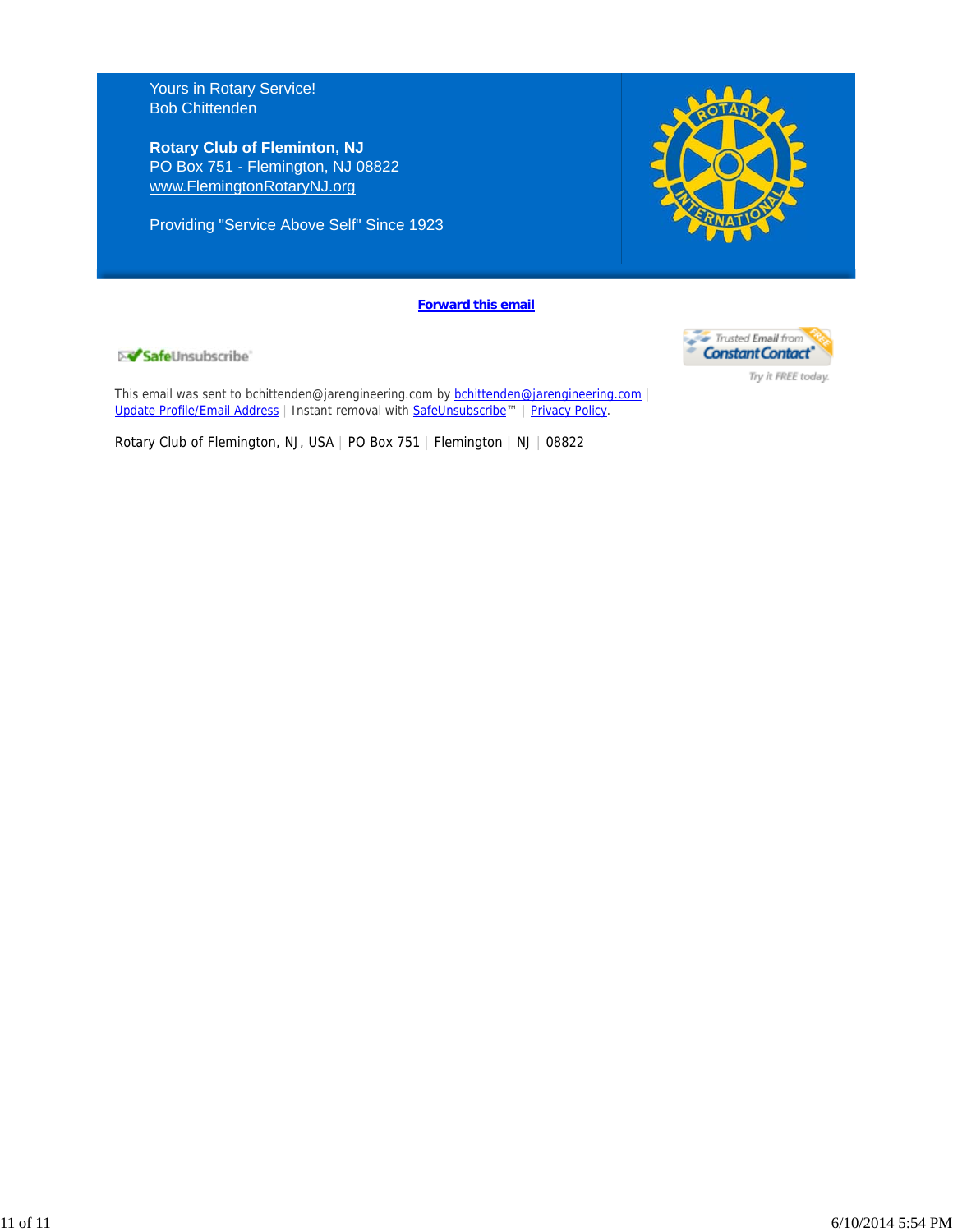Yours in Rotary Service!
Bob Chittenden

**Rotary Club of Fleminton, NJ**
PO Box 751 - Flemington, NJ 08822
www.FlemingtonRotaryNJ.org

Providing "Service Above Self" Since 1923

**Forward this email**

SafeUnsubscribe

Trusted Email from Constant Contact
Try it FREE today.

This email was sent to bchittenden@jarengineering.com by bchittenden@jarengineering.com | Update Profile/Email Address | Instant removal with SafeUnsubscribe™ | Privacy Policy.

Rotary Club of Flemington, NJ, USA | PO Box 751 | Flemington | NJ | 08822